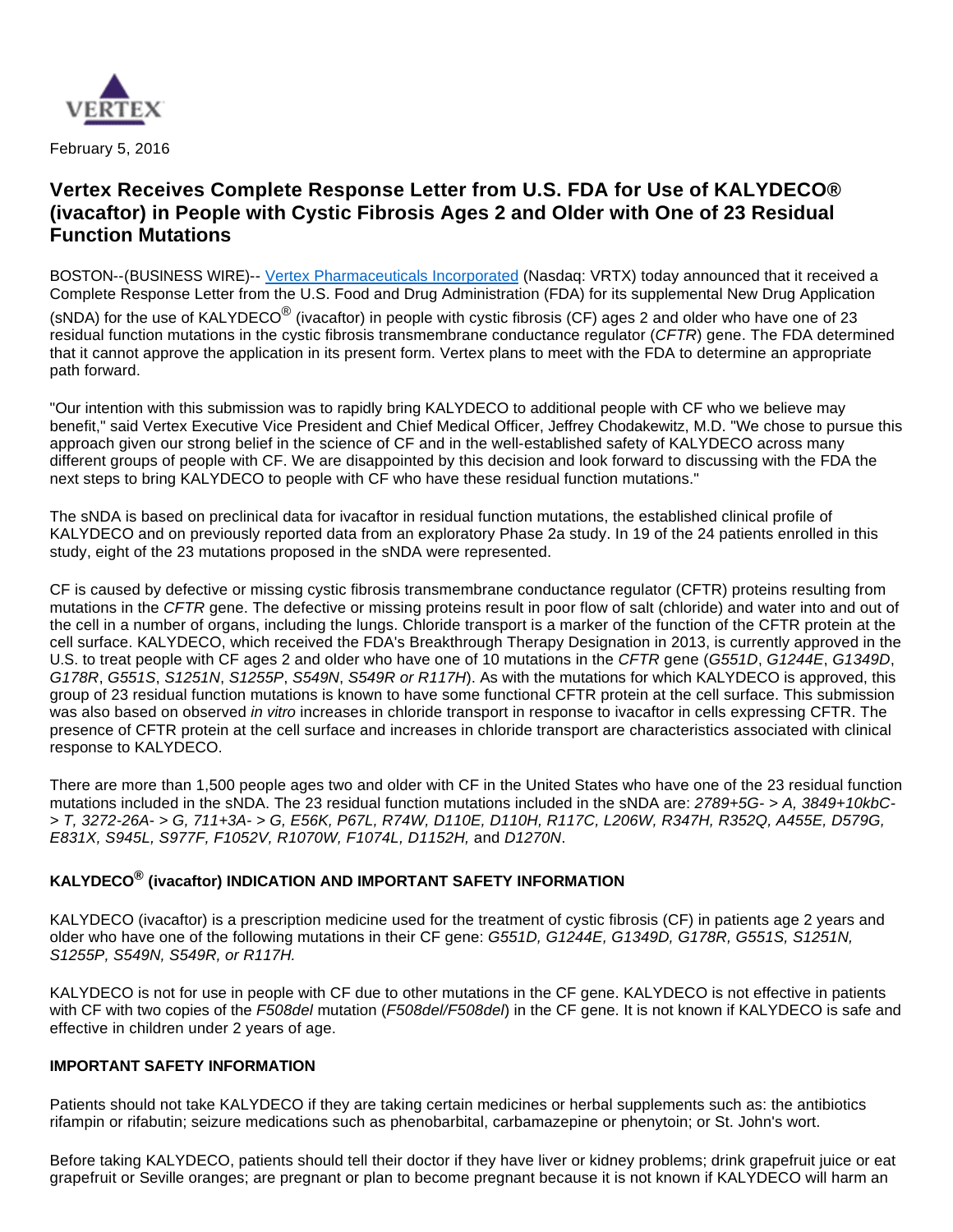VERTEX

February 5, 2016

# Vertex Receives Complete Response Letter from U.S. FDA for Use of KALYDECO® (ivacaftor) in People with Cystic Fibrosis Ages 2 and Older with One of 23 Residual Function Mutations

BOSTON--(BUSINESS WIRE)-- Vertex Pharmaceuticals Incorporated (Nasdaq: VRTX) today announced that it received a Complete Response Letter from the U.S. Food and Drug Administration (FDA) for its supplemental New Drug Application (sNDA) for the use of KALYDECO® (ivacaftor) in people with cystic fibrosis (CF) ages 2 and older who have one of 23 residual function mutations in the cystic fibrosis transmembrane conductance regulator (*CFTR*) gene. The FDA determined that it cannot approve the application in its present form. Vertex plans to meet with the FDA to determine an appropriate path forward.

"Our intention with this submission was to rapidly bring KALYDECO to additional people with CF who we believe may benefit," said Vertex Executive Vice President and Chief Medical Officer, Jeffrey Chodakewitz, M.D. "We chose to pursue this approach given our strong belief in the science of CF and in the well-established safety of KALYDECO across many different groups of people with CF. We are disappointed by this decision and look forward to discussing with the FDA the next steps to bring KALYDECO to people with CF who have these residual function mutations."

The sNDA is based on preclinical data for ivacaftor in residual function mutations, the established clinical profile of KALYDECO and on previously reported data from an exploratory Phase 2a study. In 19 of the 24 patients enrolled in this study, eight of the 23 mutations proposed in the sNDA were represented.

CF is caused by defective or missing cystic fibrosis transmembrane conductance regulator (CFTR) proteins resulting from mutations in the *CFTR* gene. The defective or missing proteins result in poor flow of salt (chloride) and water into and out of the cell in a number of organs, including the lungs. Chloride transport is a marker of the function of the CFTR protein at the cell surface. KALYDECO, which received the FDA's Breakthrough Therapy Designation in 2013, is currently approved in the U.S. to treat people with CF ages 2 and older who have one of 10 mutations in the *CFTR* gene (*G551D*, *G1244E*, *G1349D*, *G178R*, *G551S*, *S1251N*, *S1255P*, *S549N*, *S549R or R117H*). As with the mutations for which KALYDECO is approved, this group of 23 residual function mutations is known to have some functional CFTR protein at the cell surface. This submission was also based on observed *in vitro* increases in chloride transport in response to ivacaftor in cells expressing CFTR. The presence of CFTR protein at the cell surface and increases in chloride transport are characteristics associated with clinical response to KALYDECO.

There are more than 1,500 people ages two and older with CF in the United States who have one of the 23 residual function mutations included in the sNDA. The 23 residual function mutations included in the sNDA are: *2789+5G- > A, 3849+10kbC- > T, 3272-26A- > G, 711+3A- > G, E56K, P67L, R74W, D110E, D110H, R117C, L206W, R347H, R352Q, A455E, D579G, E831X, S945L, S977F, F1052V, R1070W, F1074L, D1152H,* and *D1270N*.

### KALYDECO® (ivacaftor) INDICATION AND IMPORTANT SAFETY INFORMATION

KALYDECO (ivacaftor) is a prescription medicine used for the treatment of cystic fibrosis (CF) in patients age 2 years and older who have one of the following mutations in their CF gene: *G551D, G1244E, G1349D, G178R, G551S, S1251N, S1255P, S549N, S549R, or R117H.*

KALYDECO is not for use in people with CF due to other mutations in the CF gene. KALYDECO is not effective in patients with CF with two copies of the *F508del* mutation (*F508del/F508del*) in the CF gene. It is not known if KALYDECO is safe and effective in children under 2 years of age.

### IMPORTANT SAFETY INFORMATION

Patients should not take KALYDECO if they are taking certain medicines or herbal supplements such as: the antibiotics rifampin or rifabutin; seizure medications such as phenobarbital, carbamazepine or phenytoin; or St. John's wort.

Before taking KALYDECO, patients should tell their doctor if they have liver or kidney problems; drink grapefruit juice or eat grapefruit or Seville oranges; are pregnant or plan to become pregnant because it is not known if KALYDECO will harm an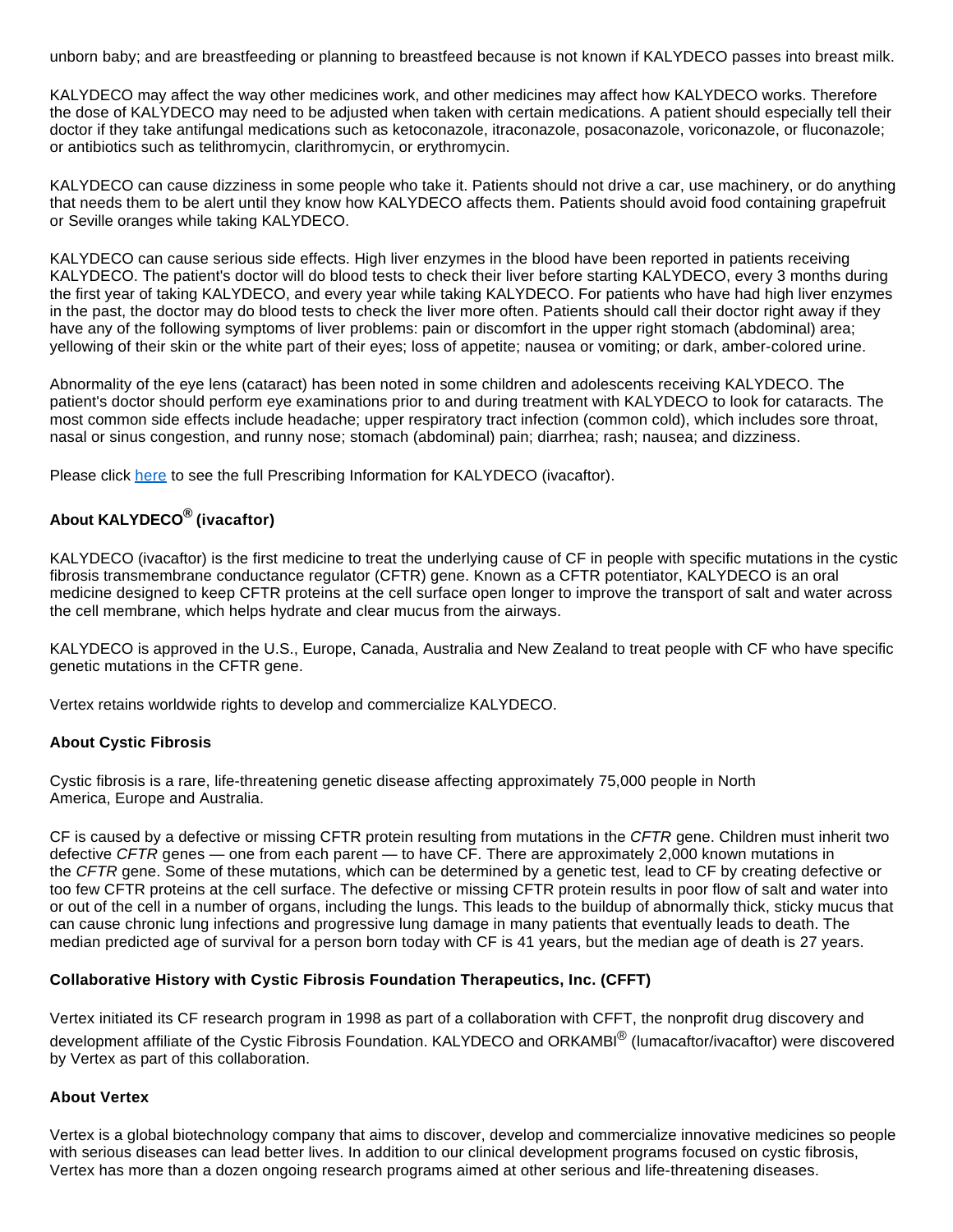unborn baby; and are breastfeeding or planning to breastfeed because is not known if KALYDECO passes into breast milk.

KALYDECO may affect the way other medicines work, and other medicines may affect how KALYDECO works. Therefore the dose of KALYDECO may need to be adjusted when taken with certain medications. A patient should especially tell their doctor if they take antifungal medications such as ketoconazole, itraconazole, posaconazole, voriconazole, or fluconazole; or antibiotics such as telithromycin, clarithromycin, or erythromycin.

KALYDECO can cause dizziness in some people who take it. Patients should not drive a car, use machinery, or do anything that needs them to be alert until they know how KALYDECO affects them. Patients should avoid food containing grapefruit or Seville oranges while taking KALYDECO.

KALYDECO can cause serious side effects. High liver enzymes in the blood have been reported in patients receiving KALYDECO. The patient's doctor will do blood tests to check their liver before starting KALYDECO, every 3 months during the first year of taking KALYDECO, and every year while taking KALYDECO. For patients who have had high liver enzymes in the past, the doctor may do blood tests to check the liver more often. Patients should call their doctor right away if they have any of the following symptoms of liver problems: pain or discomfort in the upper right stomach (abdominal) area; yellowing of their skin or the white part of their eyes; loss of appetite; nausea or vomiting; or dark, amber-colored urine.

Abnormality of the eye lens (cataract) has been noted in some children and adolescents receiving KALYDECO. The patient's doctor should perform eye examinations prior to and during treatment with KALYDECO to look for cataracts. The most common side effects include headache; upper respiratory tract infection (common cold), which includes sore throat, nasal or sinus congestion, and runny nose; stomach (abdominal) pain; diarrhea; rash; nausea; and dizziness.

Please click here to see the full Prescribing Information for KALYDECO (ivacaftor).

**About KALYDECO® (ivacaftor)**

KALYDECO (ivacaftor) is the first medicine to treat the underlying cause of CF in people with specific mutations in the cystic fibrosis transmembrane conductance regulator (CFTR) gene. Known as a CFTR potentiator, KALYDECO is an oral medicine designed to keep CFTR proteins at the cell surface open longer to improve the transport of salt and water across the cell membrane, which helps hydrate and clear mucus from the airways.

KALYDECO is approved in the U.S., Europe, Canada, Australia and New Zealand to treat people with CF who have specific genetic mutations in the CFTR gene.

Vertex retains worldwide rights to develop and commercialize KALYDECO.

**About Cystic Fibrosis**

Cystic fibrosis is a rare, life-threatening genetic disease affecting approximately 75,000 people in North America, Europe and Australia.

CF is caused by a defective or missing CFTR protein resulting from mutations in the *CFTR* gene. Children must inherit two defective *CFTR* genes — one from each parent — to have CF. There are approximately 2,000 known mutations in the *CFTR* gene. Some of these mutations, which can be determined by a genetic test, lead to CF by creating defective or too few CFTR proteins at the cell surface. The defective or missing CFTR protein results in poor flow of salt and water into or out of the cell in a number of organs, including the lungs. This leads to the buildup of abnormally thick, sticky mucus that can cause chronic lung infections and progressive lung damage in many patients that eventually leads to death. The median predicted age of survival for a person born today with CF is 41 years, but the median age of death is 27 years.

**Collaborative History with Cystic Fibrosis Foundation Therapeutics, Inc. (CFFT)**

Vertex initiated its CF research program in 1998 as part of a collaboration with CFFT, the nonprofit drug discovery and development affiliate of the Cystic Fibrosis Foundation. KALYDECO and ORKAMBI® (lumacaftor/ivacaftor) were discovered by Vertex as part of this collaboration.

**About Vertex**

Vertex is a global biotechnology company that aims to discover, develop and commercialize innovative medicines so people with serious diseases can lead better lives. In addition to our clinical development programs focused on cystic fibrosis, Vertex has more than a dozen ongoing research programs aimed at other serious and life-threatening diseases.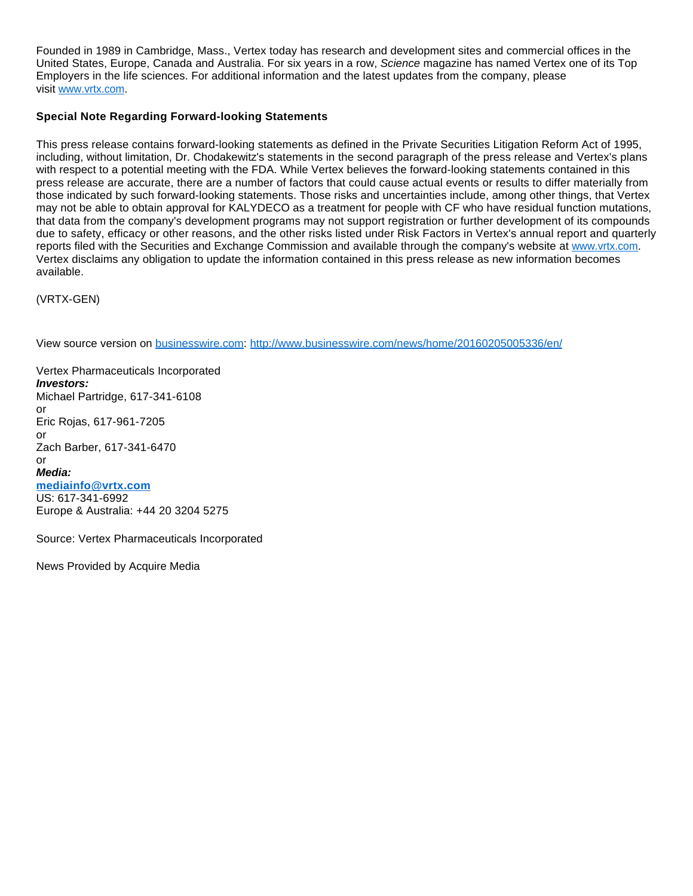Founded in 1989 in Cambridge, Mass., Vertex today has research and development sites and commercial offices in the United States, Europe, Canada and Australia. For six years in a row, *Science* magazine has named Vertex one of its Top Employers in the life sciences. For additional information and the latest updates from the company, please visit [www.vrtx.com](http://www.vrtx.com).

**Special Note Regarding Forward-looking Statements**

This press release contains forward-looking statements as defined in the Private Securities Litigation Reform Act of 1995, including, without limitation, Dr. Chodakewitz's statements in the second paragraph of the press release and Vertex's plans with respect to a potential meeting with the FDA. While Vertex believes the forward-looking statements contained in this press release are accurate, there are a number of factors that could cause actual events or results to differ materially from those indicated by such forward-looking statements. Those risks and uncertainties include, among other things, that Vertex may not be able to obtain approval for KALYDECO as a treatment for people with CF who have residual function mutations, that data from the company's development programs may not support registration or further development of its compounds due to safety, efficacy or other reasons, and the other risks listed under Risk Factors in Vertex's annual report and quarterly reports filed with the Securities and Exchange Commission and available through the company's website at [www.vrtx.com](http://www.vrtx.com). Vertex disclaims any obligation to update the information contained in this press release as new information becomes available.

(VRTX-GEN)

View source version on [businesswire.com](http://businesswire.com): [http://www.businesswire.com/news/home/20160205005336/en/](http://www.businesswire.com/news/home/20160205005336/en/)

Vertex Pharmaceuticals Incorporated
***Investors:***
Michael Partridge, 617-341-6108
or
Eric Rojas, 617-961-7205
or
Zach Barber, 617-341-6470
or
***Media:***
**[mediainfo@vrtx.com](mailto:mediainfo@vrtx.com)**
US: 617-341-6992
Europe & Australia: +44 20 3204 5275

Source: Vertex Pharmaceuticals Incorporated

News Provided by Acquire Media